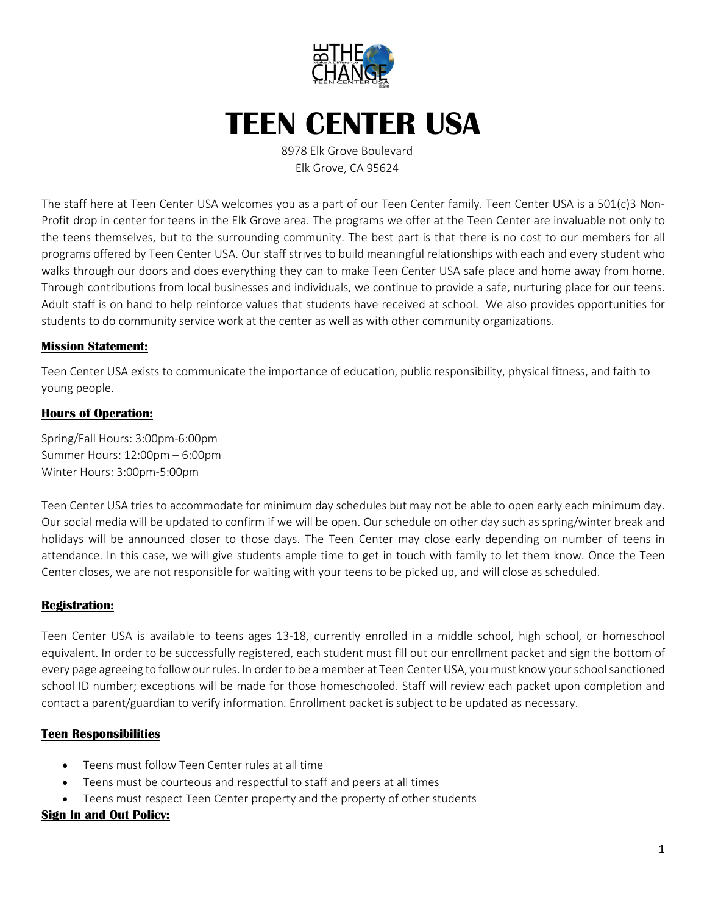# TEEN CENTER USA

8978 Elk Grove Boulevard
Elk Grove, CA 95624

The staff here at Teen Center USA welcomes you as a part of our Teen Center family. Teen Center USA is a 501(c)3 Non-Profit drop in center for teens in the Elk Grove area. The programs we offer at the Teen Center are invaluable not only to the teens themselves, but to the surrounding community. The best part is that there is no cost to our members for all programs offered by Teen Center USA. Our staff strives to build meaningful relationships with each and every student who walks through our doors and does everything they can to make Teen Center USA safe place and home away from home. Through contributions from local businesses and individuals, we continue to provide a safe, nurturing place for our teens. Adult staff is on hand to help reinforce values that students have received at school. We also provides opportunities for students to do community service work at the center as well as with other community organizations.

## Mission Statement:

Teen Center USA exists to communicate the importance of education, public responsibility, physical fitness, and faith to young people.

## Hours of Operation:

Spring/Fall Hours: 3:00pm-6:00pm
Summer Hours: 12:00pm – 6:00pm
Winter Hours: 3:00pm-5:00pm

Teen Center USA tries to accommodate for minimum day schedules but may not be able to open early each minimum day. Our social media will be updated to confirm if we will be open. Our schedule on other day such as spring/winter break and holidays will be announced closer to those days. The Teen Center may close early depending on number of teens in attendance. In this case, we will give students ample time to get in touch with family to let them know. Once the Teen Center closes, we are not responsible for waiting with your teens to be picked up, and will close as scheduled.

## Registration:

Teen Center USA is available to teens ages 13-18, currently enrolled in a middle school, high school, or homeschool equivalent. In order to be successfully registered, each student must fill out our enrollment packet and sign the bottom of every page agreeing to follow our rules. In order to be a member at Teen Center USA, you must know your school sanctioned school ID number; exceptions will be made for those homeschooled. Staff will review each packet upon completion and contact a parent/guardian to verify information. Enrollment packet is subject to be updated as necessary.

## Teen Responsibilities

- Teens must follow Teen Center rules at all time
- Teens must be courteous and respectful to staff and peers at all times
- Teens must respect Teen Center property and the property of other students

## Sign In and Out Policy: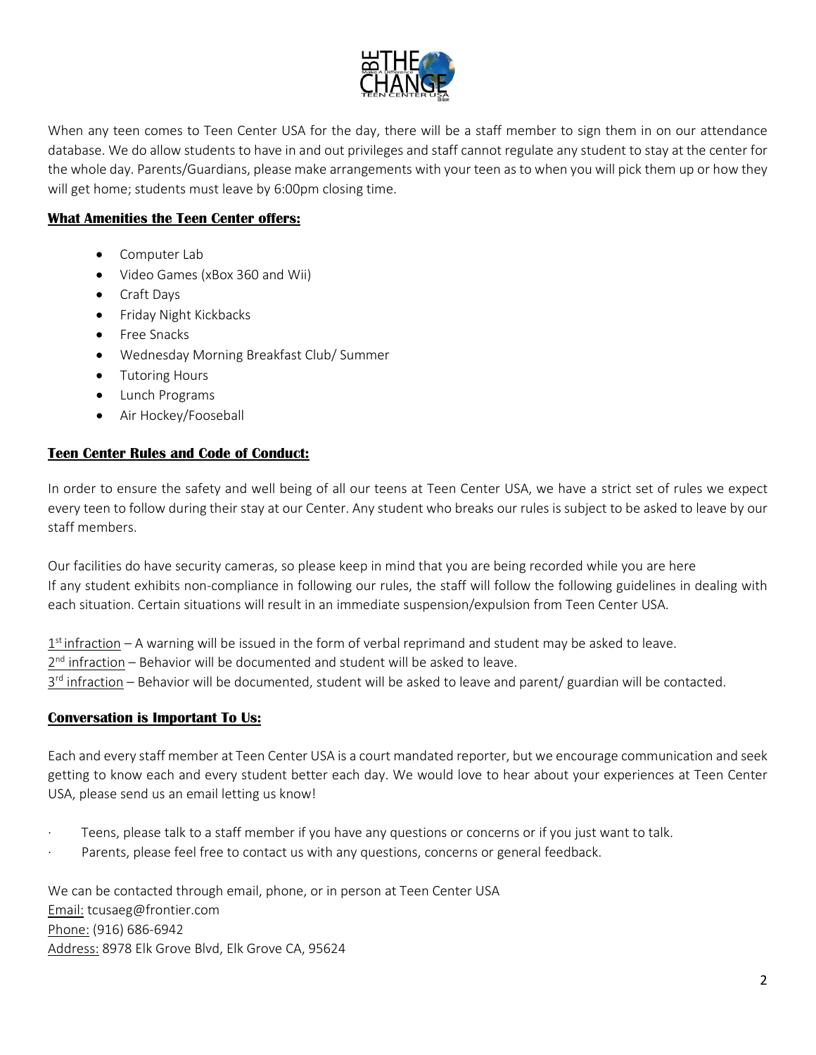When any teen comes to Teen Center USA for the day, there will be a staff member to sign them in on our attendance database. We do allow students to have in and out privileges and staff cannot regulate any student to stay at the center for the whole day. Parents/Guardians, please make arrangements with your teen as to when you will pick them up or how they will get home; students must leave by 6:00pm closing time.

**What Amenities the Teen Center offers:**

- Computer Lab
- Video Games (xBox 360 and Wii)
- Craft Days
- Friday Night Kickbacks
- Free Snacks
- Wednesday Morning Breakfast Club/ Summer
- Tutoring Hours
- Lunch Programs
- Air Hockey/Fooseball

**Teen Center Rules and Code of Conduct:**

In order to ensure the safety and well being of all our teens at Teen Center USA, we have a strict set of rules we expect every teen to follow during their stay at our Center. Any student who breaks our rules is subject to be asked to leave by our staff members.

Our facilities do have security cameras, so please keep in mind that you are being recorded while you are here
If any student exhibits non-compliance in following our rules, the staff will follow the following guidelines in dealing with each situation. Certain situations will result in an immediate suspension/expulsion from Teen Center USA.

1st infraction – A warning will be issued in the form of verbal reprimand and student may be asked to leave.
2nd infraction – Behavior will be documented and student will be asked to leave.
3rd infraction – Behavior will be documented, student will be asked to leave and parent/ guardian will be contacted.

**Conversation is Important To Us:**

Each and every staff member at Teen Center USA is a court mandated reporter, but we encourage communication and seek getting to know each and every student better each day. We would love to hear about your experiences at Teen Center USA, please send us an email letting us know!

- Teens, please talk to a staff member if you have any questions or concerns or if you just want to talk.
- Parents, please feel free to contact us with any questions, concerns or general feedback.

We can be contacted through email, phone, or in person at Teen Center USA
Email: tcusaeg@frontier.com
Phone: (916) 686-6942
Address: 8978 Elk Grove Blvd, Elk Grove CA, 95624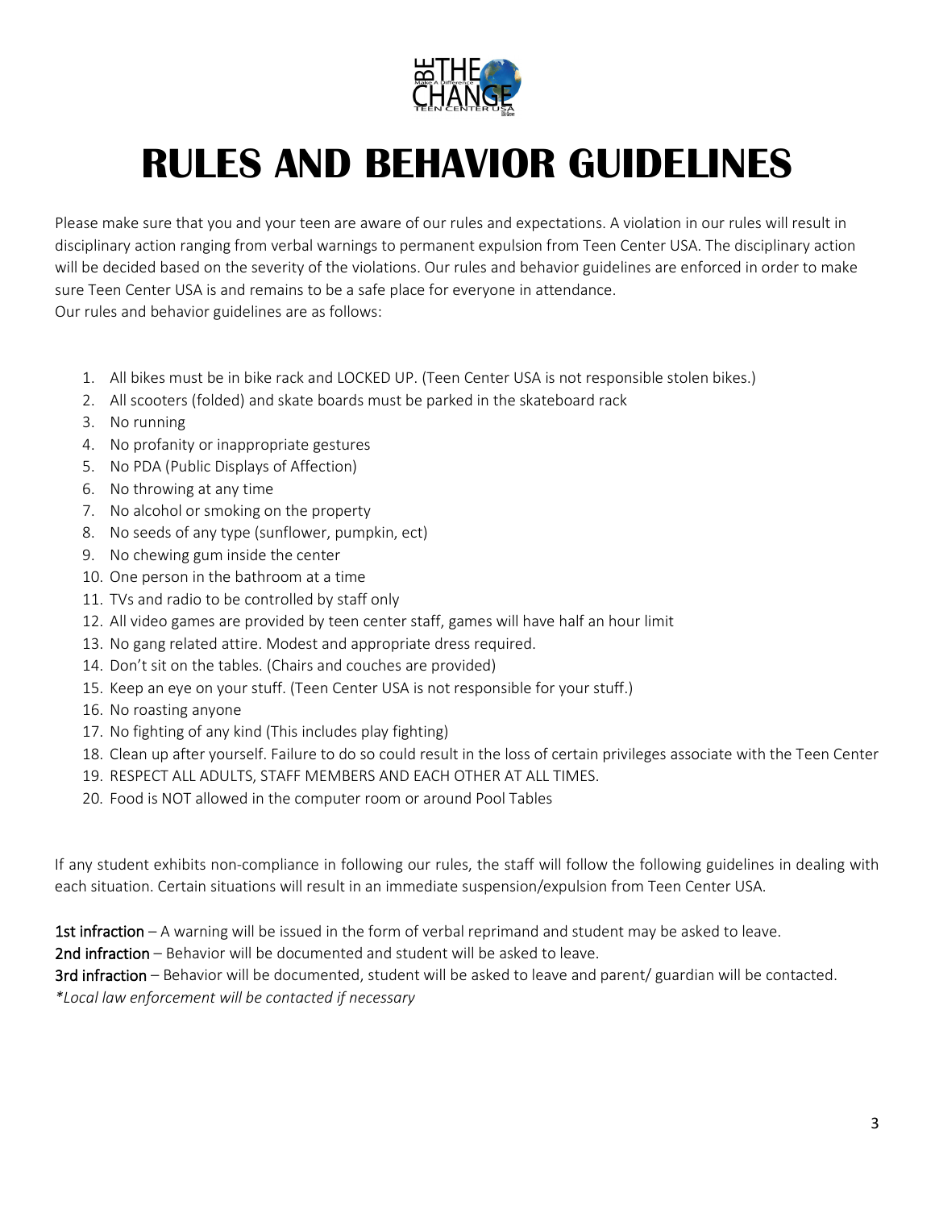# RULES AND BEHAVIOR GUIDELINES

Please make sure that you and your teen are aware of our rules and expectations. A violation in our rules will result in disciplinary action ranging from verbal warnings to permanent expulsion from Teen Center USA. The disciplinary action will be decided based on the severity of the violations. Our rules and behavior guidelines are enforced in order to make sure Teen Center USA is and remains to be a safe place for everyone in attendance.
Our rules and behavior guidelines are as follows:

1. All bikes must be in bike rack and LOCKED UP. (Teen Center USA is not responsible stolen bikes.)
2. All scooters (folded) and skate boards must be parked in the skateboard rack
3. No running
4. No profanity or inappropriate gestures
5. No PDA (Public Displays of Affection)
6. No throwing at any time
7. No alcohol or smoking on the property
8. No seeds of any type (sunflower, pumpkin, ect)
9. No chewing gum inside the center
10. One person in the bathroom at a time
11. TVs and radio to be controlled by staff only
12. All video games are provided by teen center staff, games will have half an hour limit
13. No gang related attire. Modest and appropriate dress required.
14. Don't sit on the tables. (Chairs and couches are provided)
15. Keep an eye on your stuff. (Teen Center USA is not responsible for your stuff.)
16. No roasting anyone
17. No fighting of any kind (This includes play fighting)
18. Clean up after yourself. Failure to do so could result in the loss of certain privileges associate with the Teen Center
19. RESPECT ALL ADULTS, STAFF MEMBERS AND EACH OTHER AT ALL TIMES.
20. Food is NOT allowed in the computer room or around Pool Tables

If any student exhibits non-compliance in following our rules, the staff will follow the following guidelines in dealing with each situation. Certain situations will result in an immediate suspension/expulsion from Teen Center USA.

**1st infraction** – A warning will be issued in the form of verbal reprimand and student may be asked to leave.
**2nd infraction** – Behavior will be documented and student will be asked to leave.
**3rd infraction** – Behavior will be documented, student will be asked to leave and parent/ guardian will be contacted.
*\*Local law enforcement will be contacted if necessary*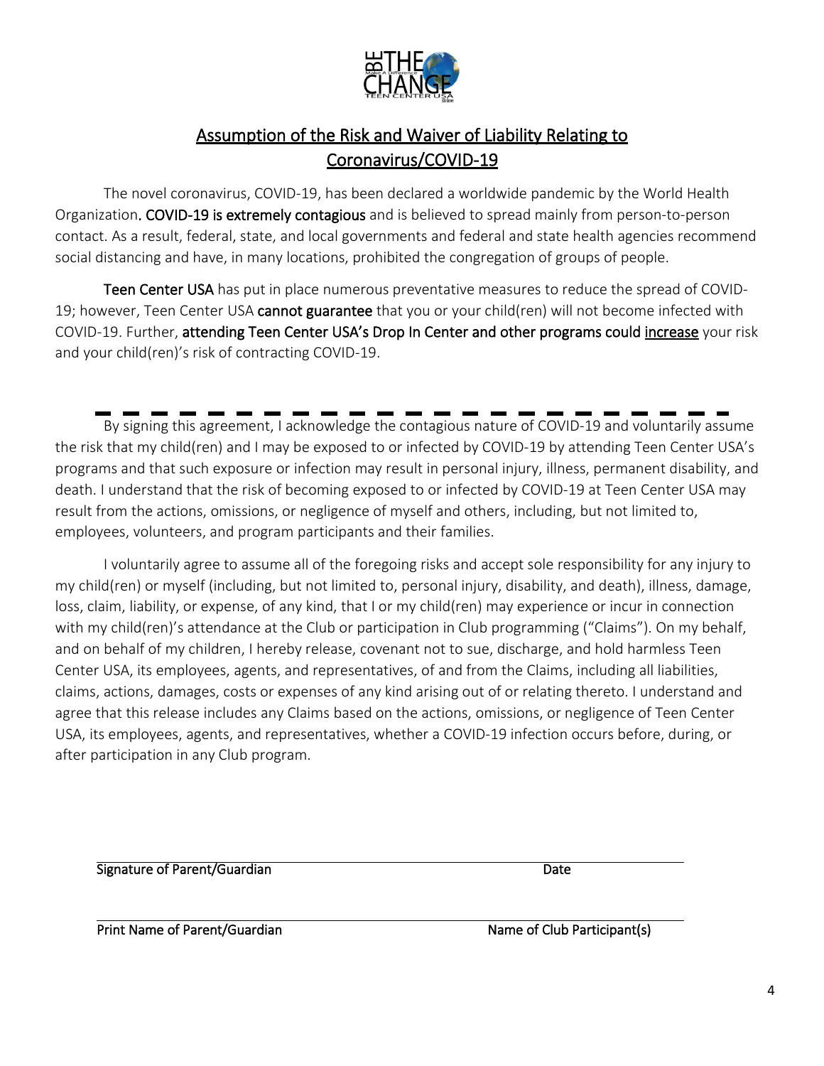## Assumption of the Risk and Waiver of Liability Relating to Coronavirus/COVID-19

The novel coronavirus, COVID-19, has been declared a worldwide pandemic by the World Health Organization. **COVID-19 is extremely contagious** and is believed to spread mainly from person-to-person contact. As a result, federal, state, and local governments and federal and state health agencies recommend social distancing and have, in many locations, prohibited the congregation of groups of people.

**Teen Center USA** has put in place numerous preventative measures to reduce the spread of COVID-19; however, Teen Center USA **cannot guarantee** that you or your child(ren) will not become infected with COVID-19. Further, **attending Teen Center USA's Drop In Center and other programs could** <u>increase</u> your risk and your child(ren)'s risk of contracting COVID-19.

---

By signing this agreement, I acknowledge the contagious nature of COVID-19 and voluntarily assume the risk that my child(ren) and I may be exposed to or infected by COVID-19 by attending Teen Center USA's programs and that such exposure or infection may result in personal injury, illness, permanent disability, and death. I understand that the risk of becoming exposed to or infected by COVID-19 at Teen Center USA may result from the actions, omissions, or negligence of myself and others, including, but not limited to, employees, volunteers, and program participants and their families.

I voluntarily agree to assume all of the foregoing risks and accept sole responsibility for any injury to my child(ren) or myself (including, but not limited to, personal injury, disability, and death), illness, damage, loss, claim, liability, or expense, of any kind, that I or my child(ren) may experience or incur in connection with my child(ren)'s attendance at the Club or participation in Club programming ("Claims"). On my behalf, and on behalf of my children, I hereby release, covenant not to sue, discharge, and hold harmless Teen Center USA, its employees, agents, and representatives, of and from the Claims, including all liabilities, claims, actions, damages, costs or expenses of any kind arising out of or relating thereto. I understand and agree that this release includes any Claims based on the actions, omissions, or negligence of Teen Center USA, its employees, agents, and representatives, whether a COVID-19 infection occurs before, during, or after participation in any Club program.

Signature of Parent/Guardian                                        Date

Print Name of Parent/Guardian                                        Name of Club Participant(s)